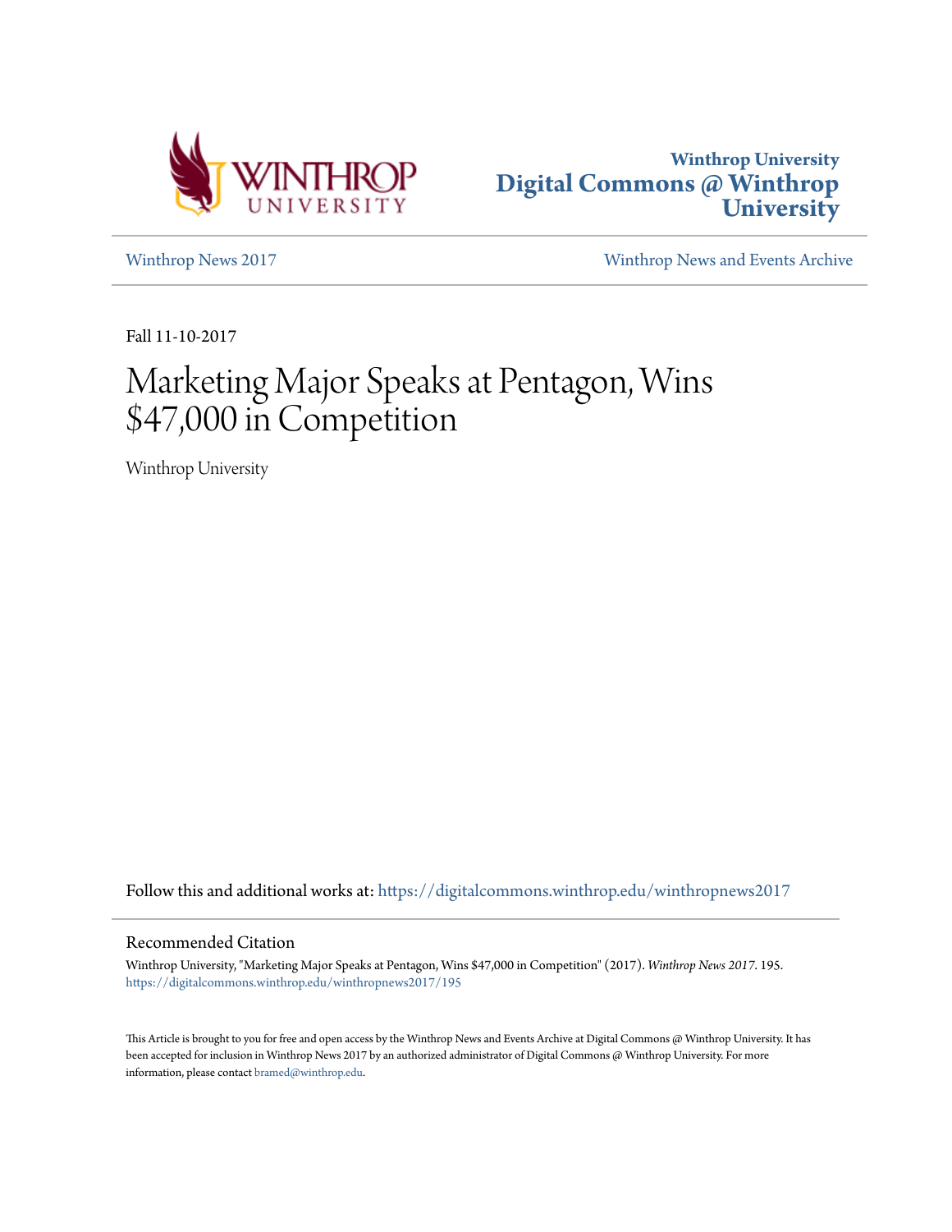Winthrop University
Digital Commons @ Winthrop University

Winthrop News 2017

Winthrop News and Events Archive

Fall 11-10-2017

# Marketing Major Speaks at Pentagon, Wins $47,000 in Competition

Winthrop University

Follow this and additional works at: https://digitalcommons.winthrop.edu/winthropnews2017

## Recommended Citation

Winthrop University, "Marketing Major Speaks at Pentagon, Wins $47,000 in Competition" (2017). *Winthrop News 2017*. 195.
https://digitalcommons.winthrop.edu/winthropnews2017/195

This Article is brought to you for free and open access by the Winthrop News and Events Archive at Digital Commons @ Winthrop University. It has been accepted for inclusion in Winthrop News 2017 by an authorized administrator of Digital Commons @ Winthrop University. For more information, please contact bramed@winthrop.edu.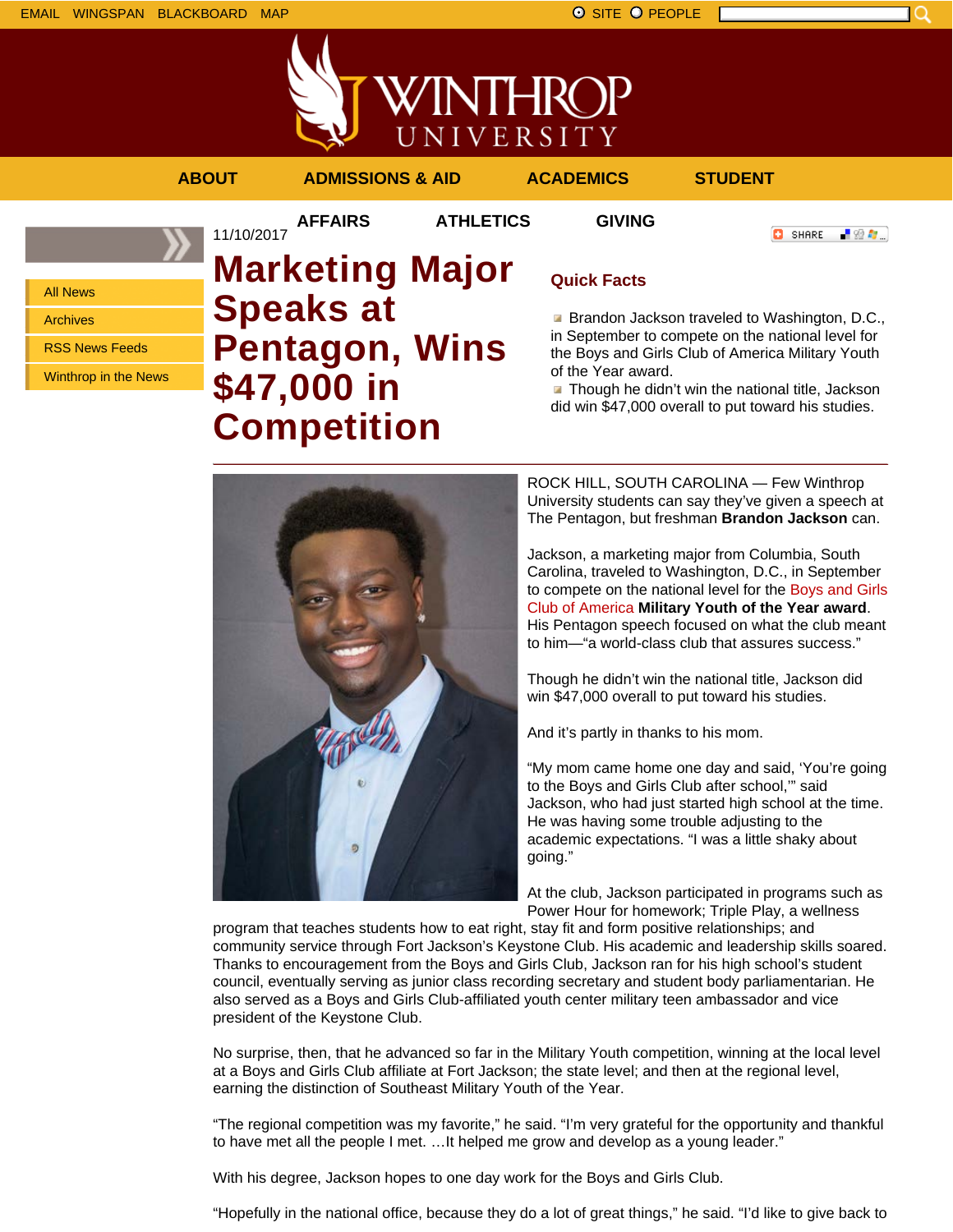EMAIL WINGSPAN BLACKBOARD MAP

SITE PEOPLE

ABOUT ADMISSIONS & AID ACADEMICS STUDENT AFFAIRS ATHLETICS GIVING

- All News
- Archives
- RSS News Feeds
- Winthrop in the News

11/10/2017

# Marketing Major Speaks at Pentagon, Wins $47,000 in Competition

## Quick Facts

- Brandon Jackson traveled to Washington, D.C., in September to compete on the national level for the Boys and Girls Club of America Military Youth of the Year award.
- Though he didn't win the national title, Jackson did win $47,000 overall to put toward his studies.

---

ROCK HILL, SOUTH CAROLINA — Few Winthrop University students can say they've given a speech at The Pentagon, but freshman **Brandon Jackson** can.

Jackson, a marketing major from Columbia, South Carolina, traveled to Washington, D.C., in September to compete on the national level for the Boys and Girls Club of America **Military Youth of the Year award**. His Pentagon speech focused on what the club meant to him—"a world-class club that assures success."

Though he didn't win the national title, Jackson did win $47,000 overall to put toward his studies.

And it's partly in thanks to his mom.

"My mom came home one day and said, 'You're going to the Boys and Girls Club after school,'" said Jackson, who had just started high school at the time. He was having some trouble adjusting to the academic expectations. "I was a little shaky about going."

At the club, Jackson participated in programs such as Power Hour for homework; Triple Play, a wellness program that teaches students how to eat right, stay fit and form positive relationships; and community service through Fort Jackson's Keystone Club. His academic and leadership skills soared. Thanks to encouragement from the Boys and Girls Club, Jackson ran for his high school's student council, eventually serving as junior class recording secretary and student body parliamentarian. He also served as a Boys and Girls Club-affiliated youth center military teen ambassador and vice president of the Keystone Club.

No surprise, then, that he advanced so far in the Military Youth competition, winning at the local level at a Boys and Girls Club affiliate at Fort Jackson; the state level; and then at the regional level, earning the distinction of Southeast Military Youth of the Year.

"The regional competition was my favorite," he said. "I'm very grateful for the opportunity and thankful to have met all the people I met. …It helped me grow and develop as a young leader."

With his degree, Jackson hopes to one day work for the Boys and Girls Club.

"Hopefully in the national office, because they do a lot of great things," he said. "I'd like to give back to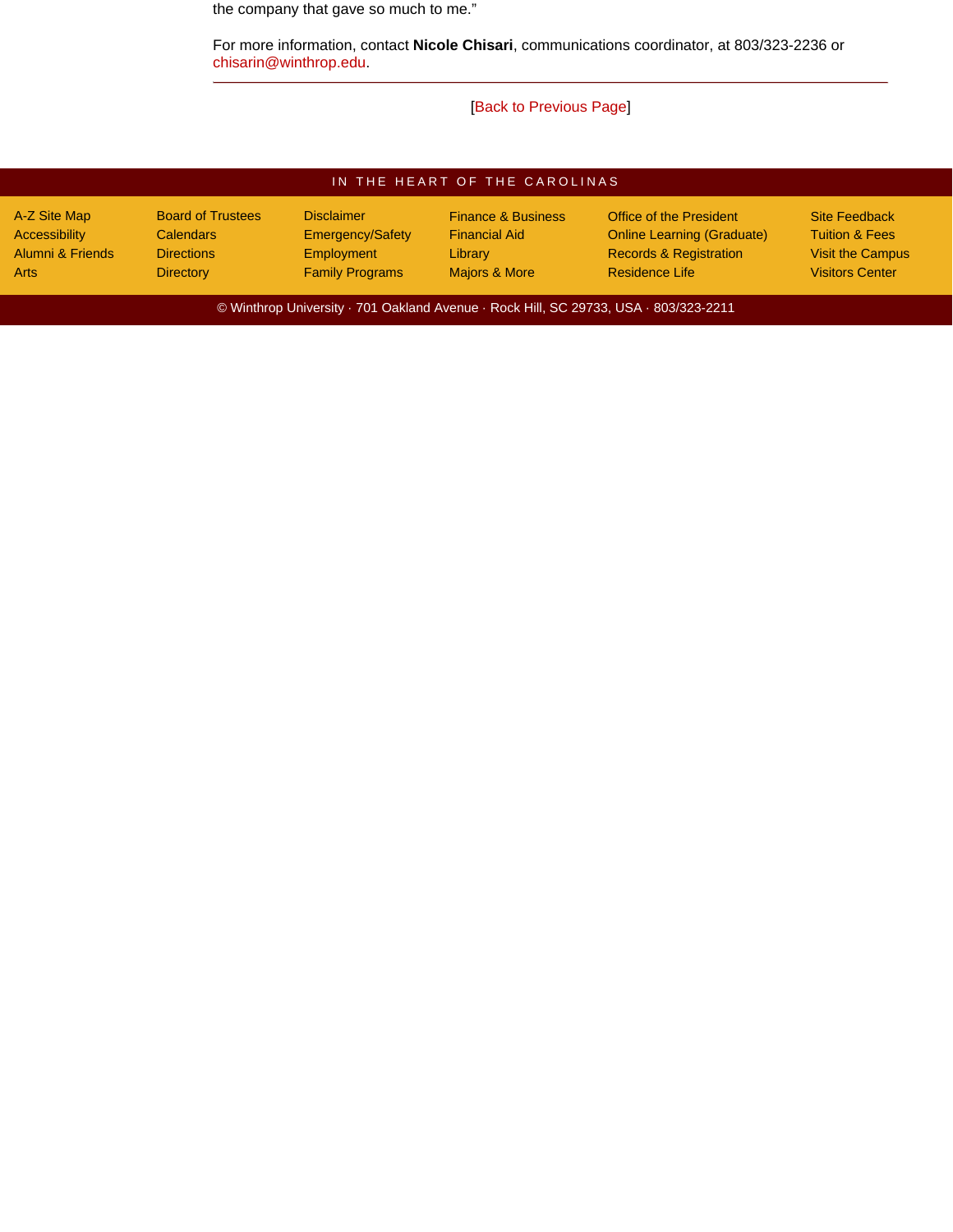the company that gave so much to me."

For more information, contact **Nicole Chisari**, communications coordinator, at 803/323-2236 or chisarin@winthrop.edu.

---

[Back to Previous Page]

IN THE HEART OF THE CAROLINAS

A-Z Site Map
Accessibility
Alumni & Friends
Arts
Board of Trustees
Calendars
Directions
Directory
Disclaimer
Emergency/Safety
Employment
Family Programs
Finance & Business
Financial Aid
Library
Majors & More
Office of the President
Online Learning (Graduate)
Records & Registration
Residence Life
Site Feedback
Tuition & Fees
Visit the Campus
Visitors Center

© Winthrop University · 701 Oakland Avenue · Rock Hill, SC 29733, USA · 803/323-2211